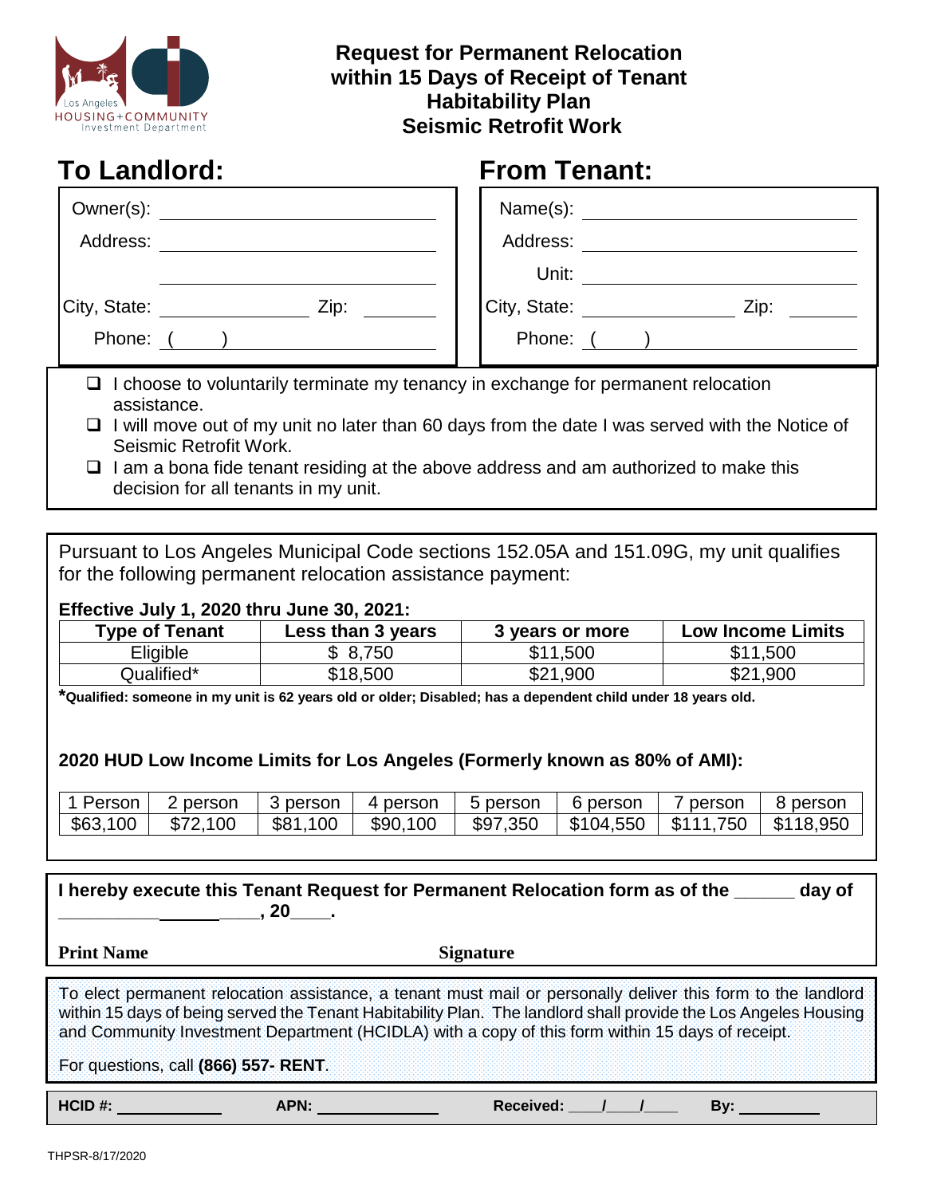Los Angeles HOUSING+COMMUNITY Investment Department

# Request for Permanent Relocation within 15 Days of Receipt of Tenant Habitability Plan Seismic Retrofit Work

## To Landlord:

Owner(s): ____________________

Address: ____________________

____________________

City, State: ____________ Zip: ________

Phone: ( ) ____________________

## From Tenant:

Name(s): ____________________

Address: ____________________

Unit: ____________________

City, State: ____________ Zip: ________

Phone: ( ) ____________________

- ❑ I choose to voluntarily terminate my tenancy in exchange for permanent relocation assistance.
- ❑ I will move out of my unit no later than 60 days from the date I was served with the Notice of Seismic Retrofit Work.
- ❑ I am a bona fide tenant residing at the above address and am authorized to make this decision for all tenants in my unit.

Pursuant to Los Angeles Municipal Code sections 152.05A and 151.09G, my unit qualifies for the following permanent relocation assistance payment:

**Effective July 1, 2020 thru June 30, 2021:**

| Type of Tenant | Less than 3 years | 3 years or more | Low Income Limits |
|---|---|---|---|
| Eligible | $ 8,750 | $11,500 | $11,500 |
| Qualified* | $18,500 | $21,900 | $21,900 |

***Qualified: someone in my unit is 62 years old or older; Disabled; has a dependent child under 18 years old.**

**2020 HUD Low Income Limits for Los Angeles (Formerly known as 80% of AMI):**

| 1 Person | 2 person | 3 person | 4 person | 5 person | 6 person | 7 person | 8 person |
|---|---|---|---|---|---|---|---|
| $63,100 | $72,100 | $81,100 | $90,100 | $97,350 | $104,550 | $111,750 | $118,950 |

**I hereby execute this Tenant Request for Permanent Relocation form as of the ______ day of ____________________, 20____.**

**Print Name** **Signature**

To elect permanent relocation assistance, a tenant must mail or personally deliver this form to the landlord within 15 days of being served the Tenant Habitability Plan. The landlord shall provide the Los Angeles Housing and Community Investment Department (HCIDLA) with a copy of this form within 15 days of receipt.

For questions, call **(866) 557- RENT**.

**HCID #:** ____________ **APN:** ____________ **Received:** ____/____/____ **By:** __________

THPSR-8/17/2020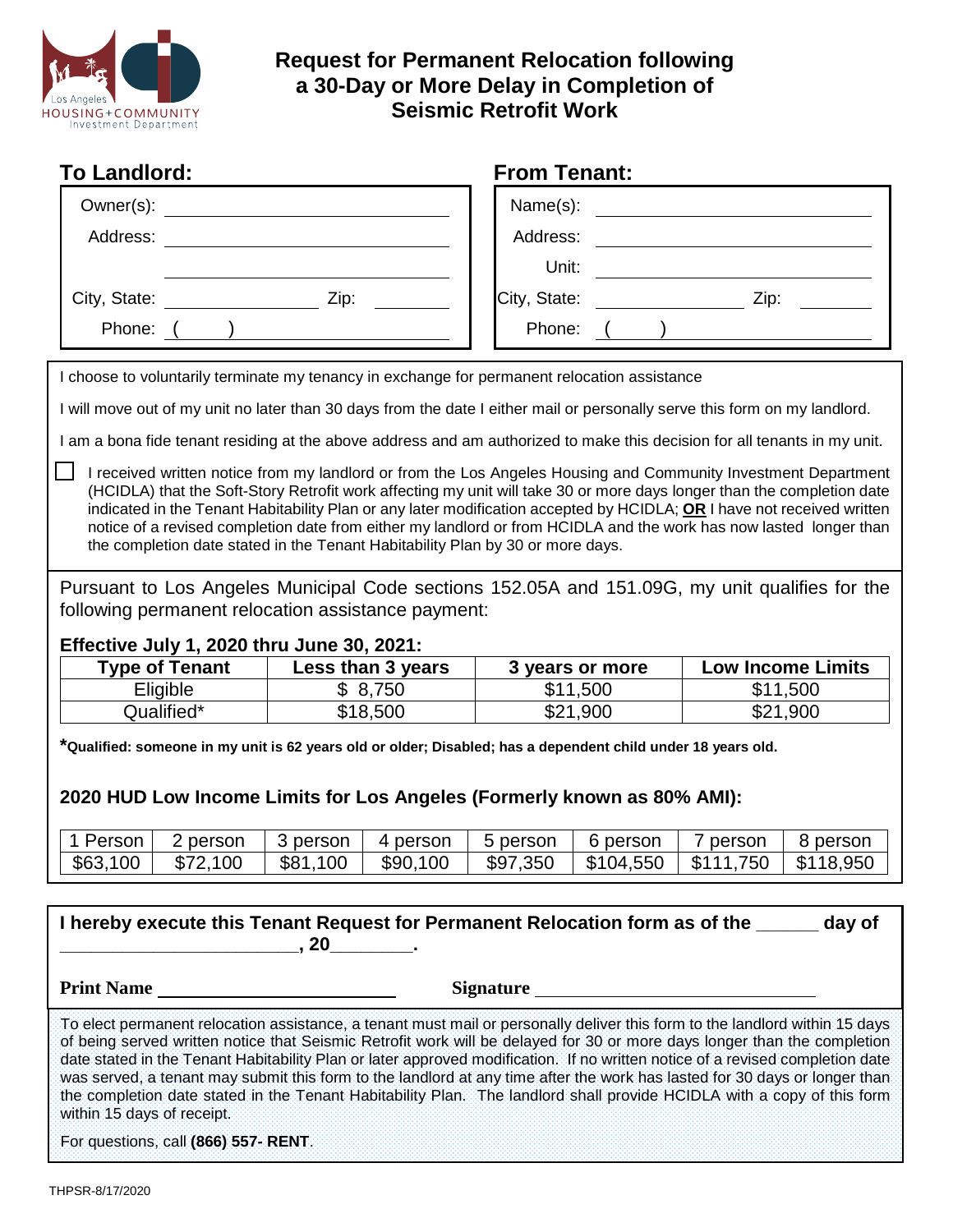Los Angeles HOUSING+COMMUNITY Investment Department

# Request for Permanent Relocation following a 30-Day or More Delay in Completion of Seismic Retrofit Work

## To Landlord:

Owner(s): ____________________

Address: ____________________

____________________

City, State: ____________ Zip: ________

Phone: ( ) ____________________

## From Tenant:

Name(s): ____________________

Address: ____________________

Unit: ____________________

City, State: ____________ Zip: ________

Phone: ( ) ____________________

I choose to voluntarily terminate my tenancy in exchange for permanent relocation assistance

I will move out of my unit no later than 30 days from the date I either mail or personally serve this form on my landlord.

I am a bona fide tenant residing at the above address and am authorized to make this decision for all tenants in my unit.

☐ I received written notice from my landlord or from the Los Angeles Housing and Community Investment Department (HCIDLA) that the Soft-Story Retrofit work affecting my unit will take 30 or more days longer than the completion date indicated in the Tenant Habitability Plan or any later modification accepted by HCIDLA; **OR** I have not received written notice of a revised completion date from either my landlord or from HCIDLA and the work has now lasted longer than the completion date stated in the Tenant Habitability Plan by 30 or more days.

Pursuant to Los Angeles Municipal Code sections 152.05A and 151.09G, my unit qualifies for the following permanent relocation assistance payment:

**Effective July 1, 2020 thru June 30, 2021:**

| Type of Tenant | Less than 3 years | 3 years or more | Low Income Limits |
|---|---|---|---|
| Eligible | $ 8,750 | $11,500 | $11,500 |
| Qualified* | $18,500 | $21,900 | $21,900 |

***Qualified: someone in my unit is 62 years old or older; Disabled; has a dependent child under 18 years old.**

**2020 HUD Low Income Limits for Los Angeles (Formerly known as 80% AMI):**

| 1 Person | 2 person | 3 person | 4 person | 5 person | 6 person | 7 person | 8 person |
|---|---|---|---|---|---|---|---|
| $63,100 | $72,100 | $81,100 | $90,100 | $97,350 | $104,550 | $111,750 | $118,950 |

**I hereby execute this Tenant Request for Permanent Relocation form as of the ______ day of ______________________, 20________.**

**Print Name** ____________________ **Signature** ____________________

To elect permanent relocation assistance, a tenant must mail or personally deliver this form to the landlord within 15 days of being served written notice that Seismic Retrofit work will be delayed for 30 or more days longer than the completion date stated in the Tenant Habitability Plan or later approved modification. If no written notice of a revised completion date was served, a tenant may submit this form to the landlord at any time after the work has lasted for 30 days or longer than the completion date stated in the Tenant Habitability Plan. The landlord shall provide HCIDLA with a copy of this form within 15 days of receipt.

For questions, call **(866) 557- RENT**.

THPSR-8/17/2020